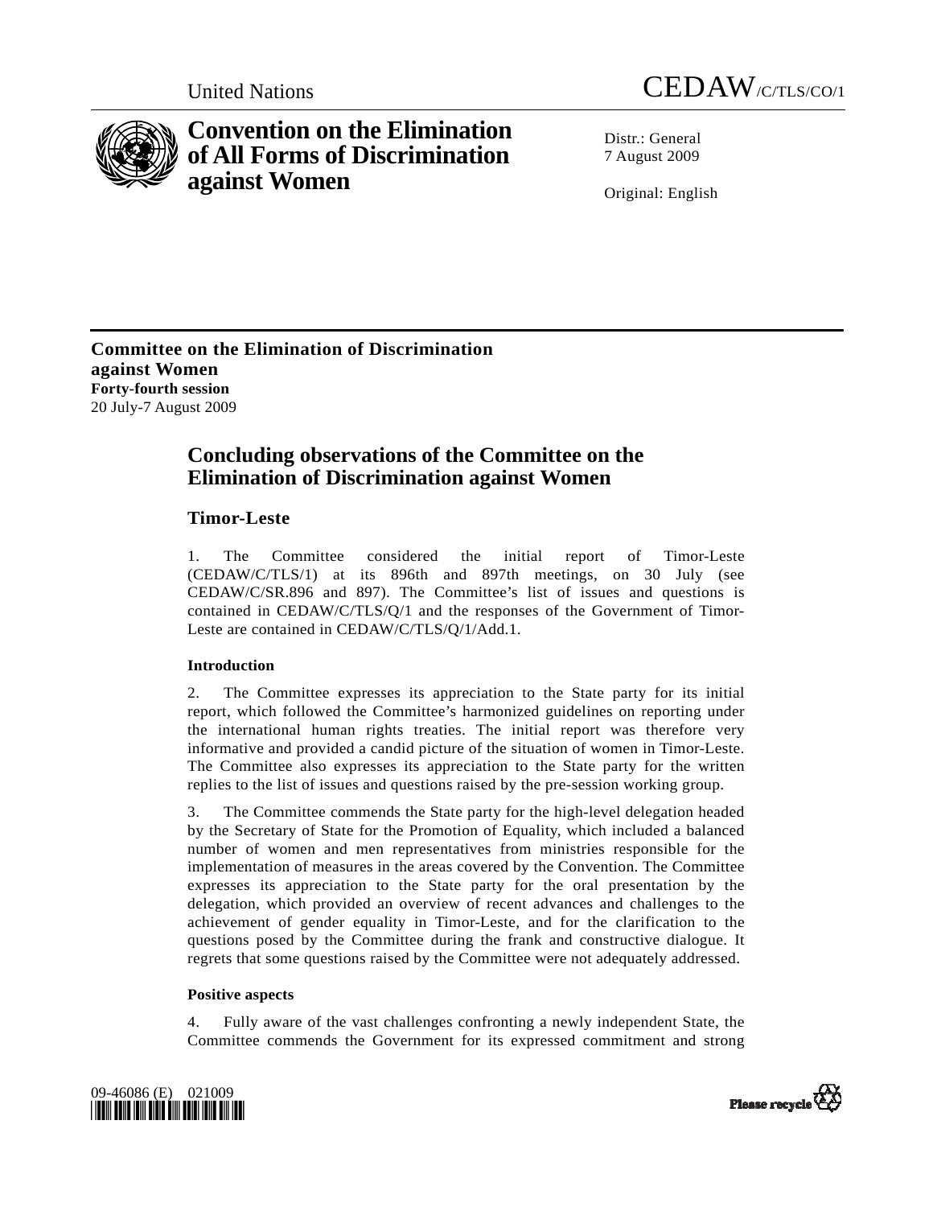United Nations CEDAW/C/TLS/CO/1

# Convention on the Elimination of All Forms of Discrimination against Women

Distr.: General
7 August 2009

Original: English

**Committee on the Elimination of Discrimination against Women**
**Forty-fourth session**
20 July-7 August 2009

## Concluding observations of the Committee on the Elimination of Discrimination against Women

### Timor-Leste

1. The Committee considered the initial report of Timor-Leste (CEDAW/C/TLS/1) at its 896th and 897th meetings, on 30 July (see CEDAW/C/SR.896 and 897). The Committee's list of issues and questions is contained in CEDAW/C/TLS/Q/1 and the responses of the Government of Timor-Leste are contained in CEDAW/C/TLS/Q/1/Add.1.

#### Introduction

2. The Committee expresses its appreciation to the State party for its initial report, which followed the Committee's harmonized guidelines on reporting under the international human rights treaties. The initial report was therefore very informative and provided a candid picture of the situation of women in Timor-Leste. The Committee also expresses its appreciation to the State party for the written replies to the list of issues and questions raised by the pre-session working group.

3. The Committee commends the State party for the high-level delegation headed by the Secretary of State for the Promotion of Equality, which included a balanced number of women and men representatives from ministries responsible for the implementation of measures in the areas covered by the Convention. The Committee expresses its appreciation to the State party for the oral presentation by the delegation, which provided an overview of recent advances and challenges to the achievement of gender equality in Timor-Leste, and for the clarification to the questions posed by the Committee during the frank and constructive dialogue. It regrets that some questions raised by the Committee were not adequately addressed.

#### Positive aspects

4. Fully aware of the vast challenges confronting a newly independent State, the Committee commends the Government for its expressed commitment and strong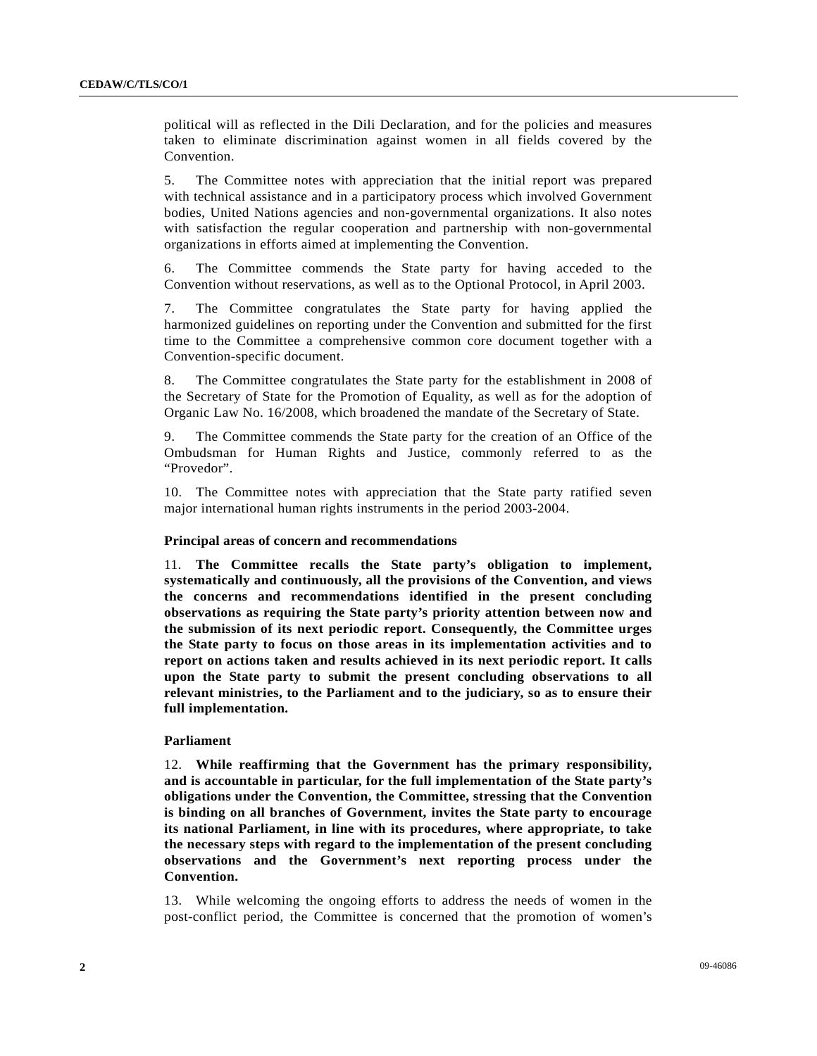political will as reflected in the Dili Declaration, and for the policies and measures taken to eliminate discrimination against women in all fields covered by the Convention.

5. The Committee notes with appreciation that the initial report was prepared with technical assistance and in a participatory process which involved Government bodies, United Nations agencies and non-governmental organizations. It also notes with satisfaction the regular cooperation and partnership with non-governmental organizations in efforts aimed at implementing the Convention.

6. The Committee commends the State party for having acceded to the Convention without reservations, as well as to the Optional Protocol, in April 2003.

7. The Committee congratulates the State party for having applied the harmonized guidelines on reporting under the Convention and submitted for the first time to the Committee a comprehensive common core document together with a Convention-specific document.

8. The Committee congratulates the State party for the establishment in 2008 of the Secretary of State for the Promotion of Equality, as well as for the adoption of Organic Law No. 16/2008, which broadened the mandate of the Secretary of State.

9. The Committee commends the State party for the creation of an Office of the Ombudsman for Human Rights and Justice, commonly referred to as the "Provedor".

10. The Committee notes with appreciation that the State party ratified seven major international human rights instruments in the period 2003-2004.

**Principal areas of concern and recommendations**

11. **The Committee recalls the State party's obligation to implement, systematically and continuously, all the provisions of the Convention, and views the concerns and recommendations identified in the present concluding observations as requiring the State party's priority attention between now and the submission of its next periodic report. Consequently, the Committee urges the State party to focus on those areas in its implementation activities and to report on actions taken and results achieved in its next periodic report. It calls upon the State party to submit the present concluding observations to all relevant ministries, to the Parliament and to the judiciary, so as to ensure their full implementation.**

**Parliament**

12. **While reaffirming that the Government has the primary responsibility, and is accountable in particular, for the full implementation of the State party's obligations under the Convention, the Committee, stressing that the Convention is binding on all branches of Government, invites the State party to encourage its national Parliament, in line with its procedures, where appropriate, to take the necessary steps with regard to the implementation of the present concluding observations and the Government's next reporting process under the Convention.**

13. While welcoming the ongoing efforts to address the needs of women in the post-conflict period, the Committee is concerned that the promotion of women's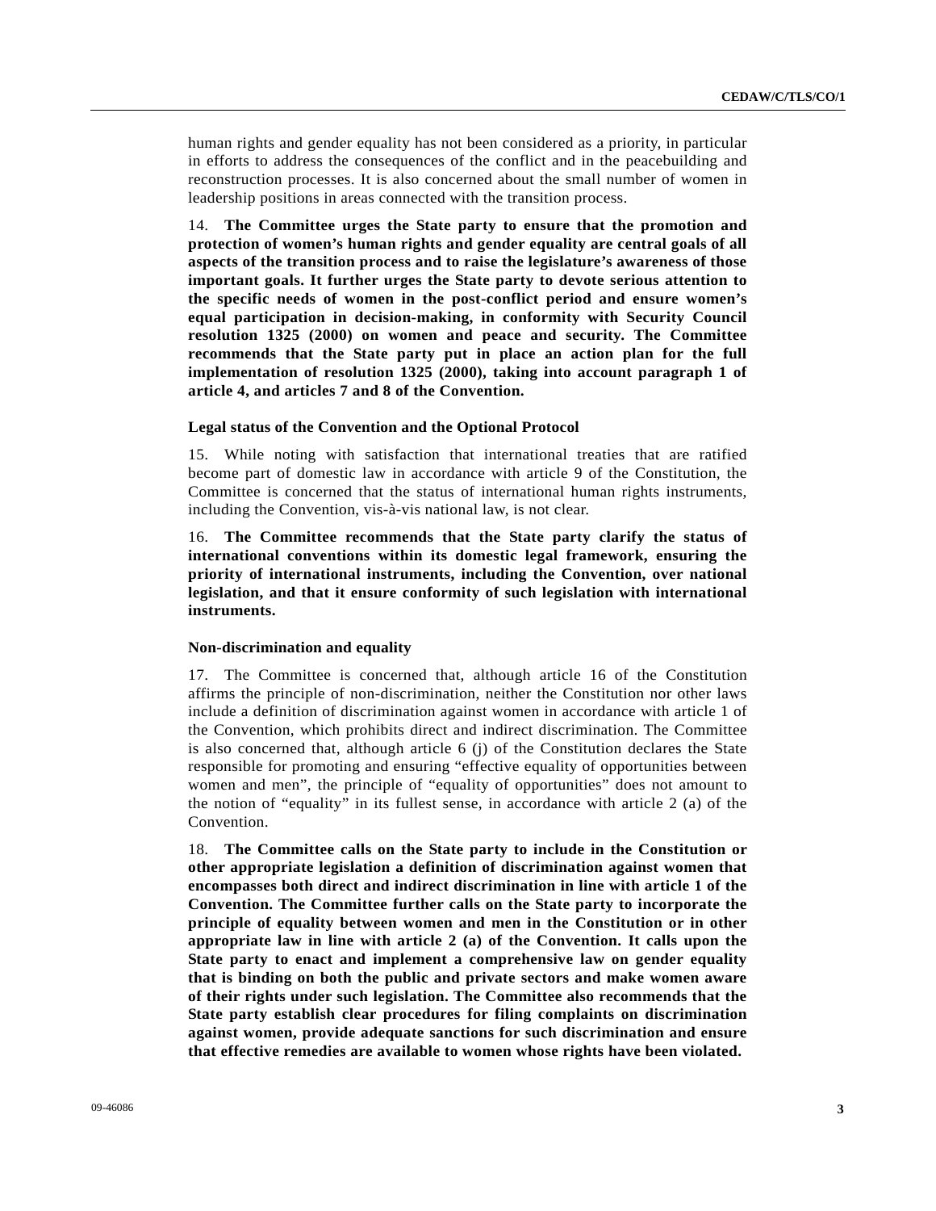human rights and gender equality has not been considered as a priority, in particular in efforts to address the consequences of the conflict and in the peacebuilding and reconstruction processes. It is also concerned about the small number of women in leadership positions in areas connected with the transition process.

14. **The Committee urges the State party to ensure that the promotion and protection of women's human rights and gender equality are central goals of all aspects of the transition process and to raise the legislature's awareness of those important goals. It further urges the State party to devote serious attention to the specific needs of women in the post-conflict period and ensure women's equal participation in decision-making, in conformity with Security Council resolution 1325 (2000) on women and peace and security. The Committee recommends that the State party put in place an action plan for the full implementation of resolution 1325 (2000), taking into account paragraph 1 of article 4, and articles 7 and 8 of the Convention.**

#### Legal status of the Convention and the Optional Protocol

15. While noting with satisfaction that international treaties that are ratified become part of domestic law in accordance with article 9 of the Constitution, the Committee is concerned that the status of international human rights instruments, including the Convention, vis-à-vis national law, is not clear.

16. **The Committee recommends that the State party clarify the status of international conventions within its domestic legal framework, ensuring the priority of international instruments, including the Convention, over national legislation, and that it ensure conformity of such legislation with international instruments.**

#### Non-discrimination and equality

17. The Committee is concerned that, although article 16 of the Constitution affirms the principle of non-discrimination, neither the Constitution nor other laws include a definition of discrimination against women in accordance with article 1 of the Convention, which prohibits direct and indirect discrimination. The Committee is also concerned that, although article 6 (j) of the Constitution declares the State responsible for promoting and ensuring "effective equality of opportunities between women and men", the principle of "equality of opportunities" does not amount to the notion of "equality" in its fullest sense, in accordance with article 2 (a) of the Convention.

18. **The Committee calls on the State party to include in the Constitution or other appropriate legislation a definition of discrimination against women that encompasses both direct and indirect discrimination in line with article 1 of the Convention. The Committee further calls on the State party to incorporate the principle of equality between women and men in the Constitution or in other appropriate law in line with article 2 (a) of the Convention. It calls upon the State party to enact and implement a comprehensive law on gender equality that is binding on both the public and private sectors and make women aware of their rights under such legislation. The Committee also recommends that the State party establish clear procedures for filing complaints on discrimination against women, provide adequate sanctions for such discrimination and ensure that effective remedies are available to women whose rights have been violated.**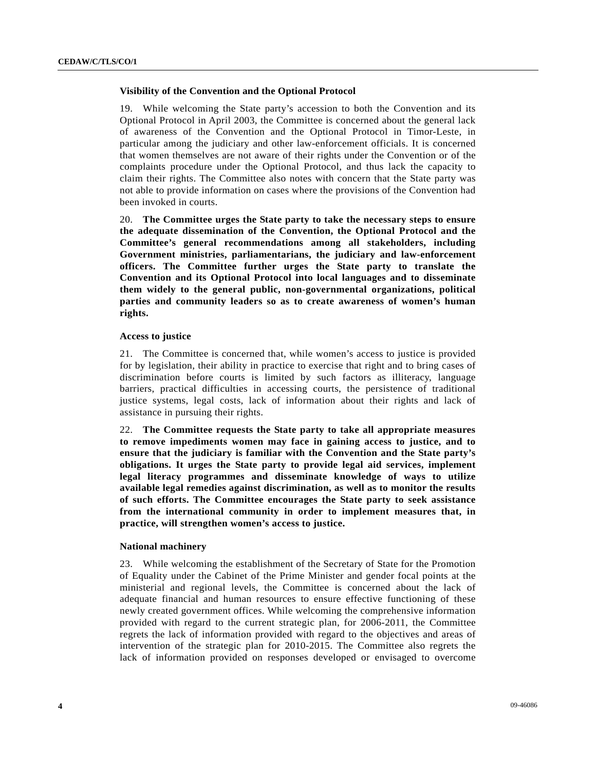### Visibility of the Convention and the Optional Protocol

19. While welcoming the State party's accession to both the Convention and its Optional Protocol in April 2003, the Committee is concerned about the general lack of awareness of the Convention and the Optional Protocol in Timor-Leste, in particular among the judiciary and other law-enforcement officials. It is concerned that women themselves are not aware of their rights under the Convention or of the complaints procedure under the Optional Protocol, and thus lack the capacity to claim their rights. The Committee also notes with concern that the State party was not able to provide information on cases where the provisions of the Convention had been invoked in courts.

20. **The Committee urges the State party to take the necessary steps to ensure the adequate dissemination of the Convention, the Optional Protocol and the Committee's general recommendations among all stakeholders, including Government ministries, parliamentarians, the judiciary and law-enforcement officers. The Committee further urges the State party to translate the Convention and its Optional Protocol into local languages and to disseminate them widely to the general public, non-governmental organizations, political parties and community leaders so as to create awareness of women's human rights.**

### Access to justice

21. The Committee is concerned that, while women's access to justice is provided for by legislation, their ability in practice to exercise that right and to bring cases of discrimination before courts is limited by such factors as illiteracy, language barriers, practical difficulties in accessing courts, the persistence of traditional justice systems, legal costs, lack of information about their rights and lack of assistance in pursuing their rights.

22. **The Committee requests the State party to take all appropriate measures to remove impediments women may face in gaining access to justice, and to ensure that the judiciary is familiar with the Convention and the State party's obligations. It urges the State party to provide legal aid services, implement legal literacy programmes and disseminate knowledge of ways to utilize available legal remedies against discrimination, as well as to monitor the results of such efforts. The Committee encourages the State party to seek assistance from the international community in order to implement measures that, in practice, will strengthen women's access to justice.**

### National machinery

23. While welcoming the establishment of the Secretary of State for the Promotion of Equality under the Cabinet of the Prime Minister and gender focal points at the ministerial and regional levels, the Committee is concerned about the lack of adequate financial and human resources to ensure effective functioning of these newly created government offices. While welcoming the comprehensive information provided with regard to the current strategic plan, for 2006-2011, the Committee regrets the lack of information provided with regard to the objectives and areas of intervention of the strategic plan for 2010-2015. The Committee also regrets the lack of information provided on responses developed or envisaged to overcome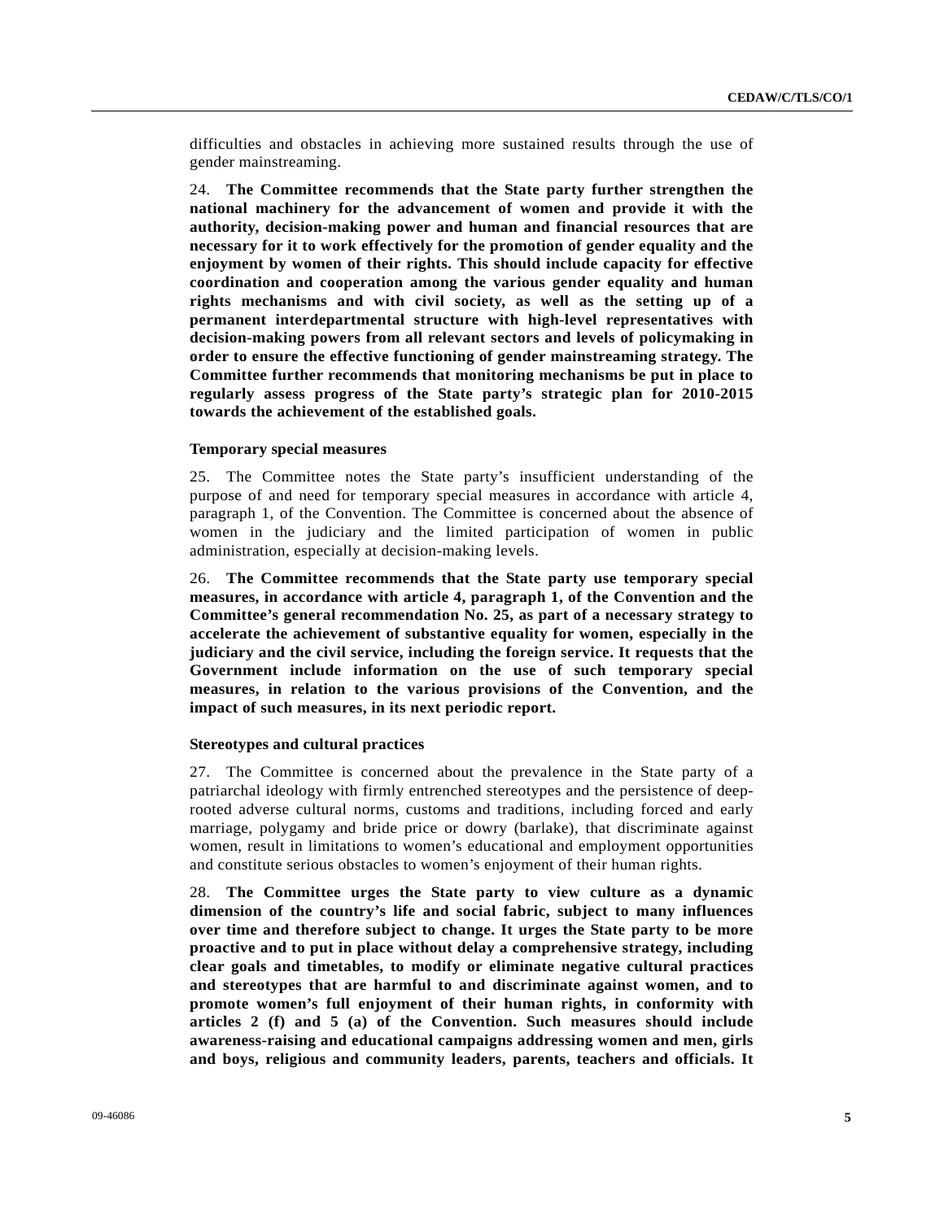difficulties and obstacles in achieving more sustained results through the use of gender mainstreaming.

24. **The Committee recommends that the State party further strengthen the national machinery for the advancement of women and provide it with the authority, decision-making power and human and financial resources that are necessary for it to work effectively for the promotion of gender equality and the enjoyment by women of their rights. This should include capacity for effective coordination and cooperation among the various gender equality and human rights mechanisms and with civil society, as well as the setting up of a permanent interdepartmental structure with high-level representatives with decision-making powers from all relevant sectors and levels of policymaking in order to ensure the effective functioning of gender mainstreaming strategy. The Committee further recommends that monitoring mechanisms be put in place to regularly assess progress of the State party's strategic plan for 2010-2015 towards the achievement of the established goals.**

#### Temporary special measures

25. The Committee notes the State party's insufficient understanding of the purpose of and need for temporary special measures in accordance with article 4, paragraph 1, of the Convention. The Committee is concerned about the absence of women in the judiciary and the limited participation of women in public administration, especially at decision-making levels.

26. **The Committee recommends that the State party use temporary special measures, in accordance with article 4, paragraph 1, of the Convention and the Committee's general recommendation No. 25, as part of a necessary strategy to accelerate the achievement of substantive equality for women, especially in the judiciary and the civil service, including the foreign service. It requests that the Government include information on the use of such temporary special measures, in relation to the various provisions of the Convention, and the impact of such measures, in its next periodic report.**

#### Stereotypes and cultural practices

27. The Committee is concerned about the prevalence in the State party of a patriarchal ideology with firmly entrenched stereotypes and the persistence of deep-rooted adverse cultural norms, customs and traditions, including forced and early marriage, polygamy and bride price or dowry (barlake), that discriminate against women, result in limitations to women's educational and employment opportunities and constitute serious obstacles to women's enjoyment of their human rights.

28. **The Committee urges the State party to view culture as a dynamic dimension of the country's life and social fabric, subject to many influences over time and therefore subject to change. It urges the State party to be more proactive and to put in place without delay a comprehensive strategy, including clear goals and timetables, to modify or eliminate negative cultural practices and stereotypes that are harmful to and discriminate against women, and to promote women's full enjoyment of their human rights, in conformity with articles 2 (f) and 5 (a) of the Convention. Such measures should include awareness-raising and educational campaigns addressing women and men, girls and boys, religious and community leaders, parents, teachers and officials. It**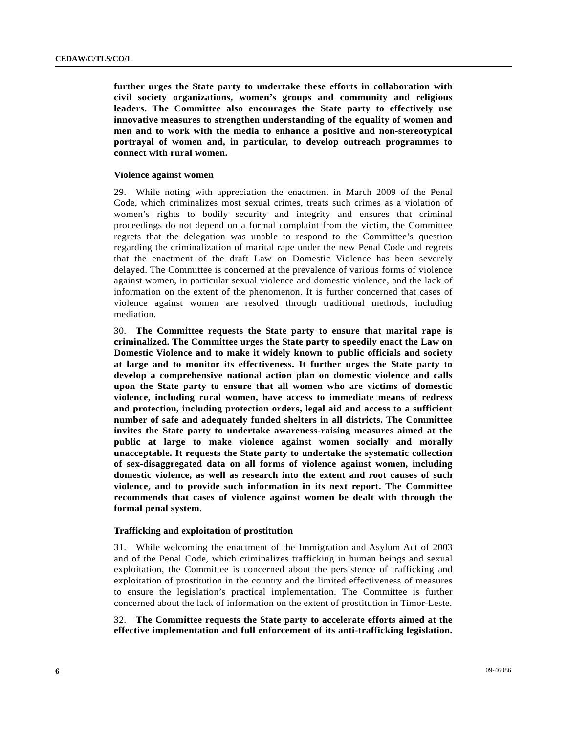**further urges the State party to undertake these efforts in collaboration with civil society organizations, women's groups and community and religious leaders. The Committee also encourages the State party to effectively use innovative measures to strengthen understanding of the equality of women and men and to work with the media to enhance a positive and non-stereotypical portrayal of women and, in particular, to develop outreach programmes to connect with rural women.**

### Violence against women

29. While noting with appreciation the enactment in March 2009 of the Penal Code, which criminalizes most sexual crimes, treats such crimes as a violation of women's rights to bodily security and integrity and ensures that criminal proceedings do not depend on a formal complaint from the victim, the Committee regrets that the delegation was unable to respond to the Committee's question regarding the criminalization of marital rape under the new Penal Code and regrets that the enactment of the draft Law on Domestic Violence has been severely delayed. The Committee is concerned at the prevalence of various forms of violence against women, in particular sexual violence and domestic violence, and the lack of information on the extent of the phenomenon. It is further concerned that cases of violence against women are resolved through traditional methods, including mediation.

30. **The Committee requests the State party to ensure that marital rape is criminalized. The Committee urges the State party to speedily enact the Law on Domestic Violence and to make it widely known to public officials and society at large and to monitor its effectiveness. It further urges the State party to develop a comprehensive national action plan on domestic violence and calls upon the State party to ensure that all women who are victims of domestic violence, including rural women, have access to immediate means of redress and protection, including protection orders, legal aid and access to a sufficient number of safe and adequately funded shelters in all districts. The Committee invites the State party to undertake awareness-raising measures aimed at the public at large to make violence against women socially and morally unacceptable. It requests the State party to undertake the systematic collection of sex-disaggregated data on all forms of violence against women, including domestic violence, as well as research into the extent and root causes of such violence, and to provide such information in its next report. The Committee recommends that cases of violence against women be dealt with through the formal penal system.**

### Trafficking and exploitation of prostitution

31. While welcoming the enactment of the Immigration and Asylum Act of 2003 and of the Penal Code, which criminalizes trafficking in human beings and sexual exploitation, the Committee is concerned about the persistence of trafficking and exploitation of prostitution in the country and the limited effectiveness of measures to ensure the legislation's practical implementation. The Committee is further concerned about the lack of information on the extent of prostitution in Timor-Leste.

32. **The Committee requests the State party to accelerate efforts aimed at the effective implementation and full enforcement of its anti-trafficking legislation.**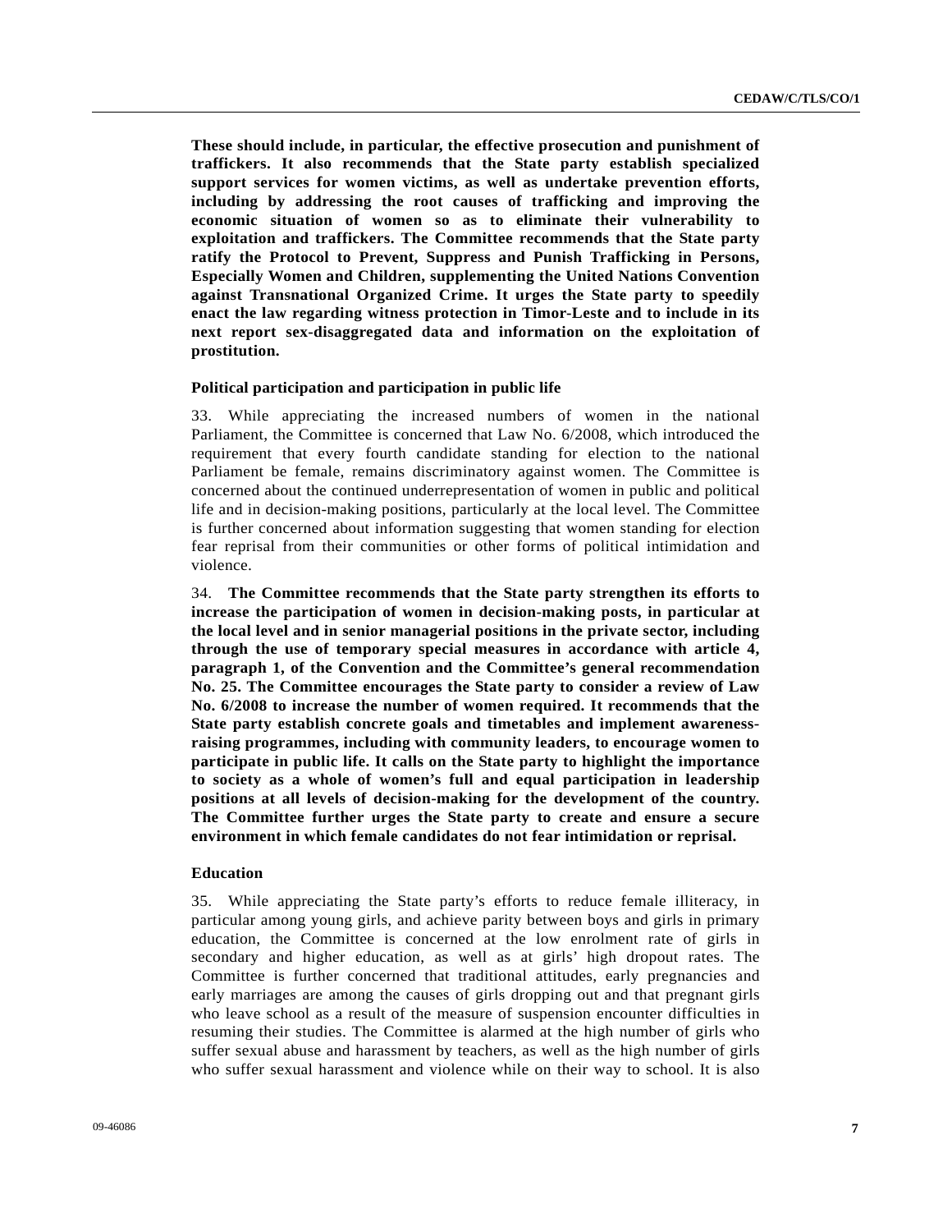**These should include, in particular, the effective prosecution and punishment of traffickers. It also recommends that the State party establish specialized support services for women victims, as well as undertake prevention efforts, including by addressing the root causes of trafficking and improving the economic situation of women so as to eliminate their vulnerability to exploitation and traffickers. The Committee recommends that the State party ratify the Protocol to Prevent, Suppress and Punish Trafficking in Persons, Especially Women and Children, supplementing the United Nations Convention against Transnational Organized Crime. It urges the State party to speedily enact the law regarding witness protection in Timor-Leste and to include in its next report sex-disaggregated data and information on the exploitation of prostitution.**

### Political participation and participation in public life

33. While appreciating the increased numbers of women in the national Parliament, the Committee is concerned that Law No. 6/2008, which introduced the requirement that every fourth candidate standing for election to the national Parliament be female, remains discriminatory against women. The Committee is concerned about the continued underrepresentation of women in public and political life and in decision-making positions, particularly at the local level. The Committee is further concerned about information suggesting that women standing for election fear reprisal from their communities or other forms of political intimidation and violence.

34. **The Committee recommends that the State party strengthen its efforts to increase the participation of women in decision-making posts, in particular at the local level and in senior managerial positions in the private sector, including through the use of temporary special measures in accordance with article 4, paragraph 1, of the Convention and the Committee's general recommendation No. 25. The Committee encourages the State party to consider a review of Law No. 6/2008 to increase the number of women required. It recommends that the State party establish concrete goals and timetables and implement awareness-raising programmes, including with community leaders, to encourage women to participate in public life. It calls on the State party to highlight the importance to society as a whole of women's full and equal participation in leadership positions at all levels of decision-making for the development of the country. The Committee further urges the State party to create and ensure a secure environment in which female candidates do not fear intimidation or reprisal.**

### Education

35. While appreciating the State party's efforts to reduce female illiteracy, in particular among young girls, and achieve parity between boys and girls in primary education, the Committee is concerned at the low enrolment rate of girls in secondary and higher education, as well as at girls' high dropout rates. The Committee is further concerned that traditional attitudes, early pregnancies and early marriages are among the causes of girls dropping out and that pregnant girls who leave school as a result of the measure of suspension encounter difficulties in resuming their studies. The Committee is alarmed at the high number of girls who suffer sexual abuse and harassment by teachers, as well as the high number of girls who suffer sexual harassment and violence while on their way to school. It is also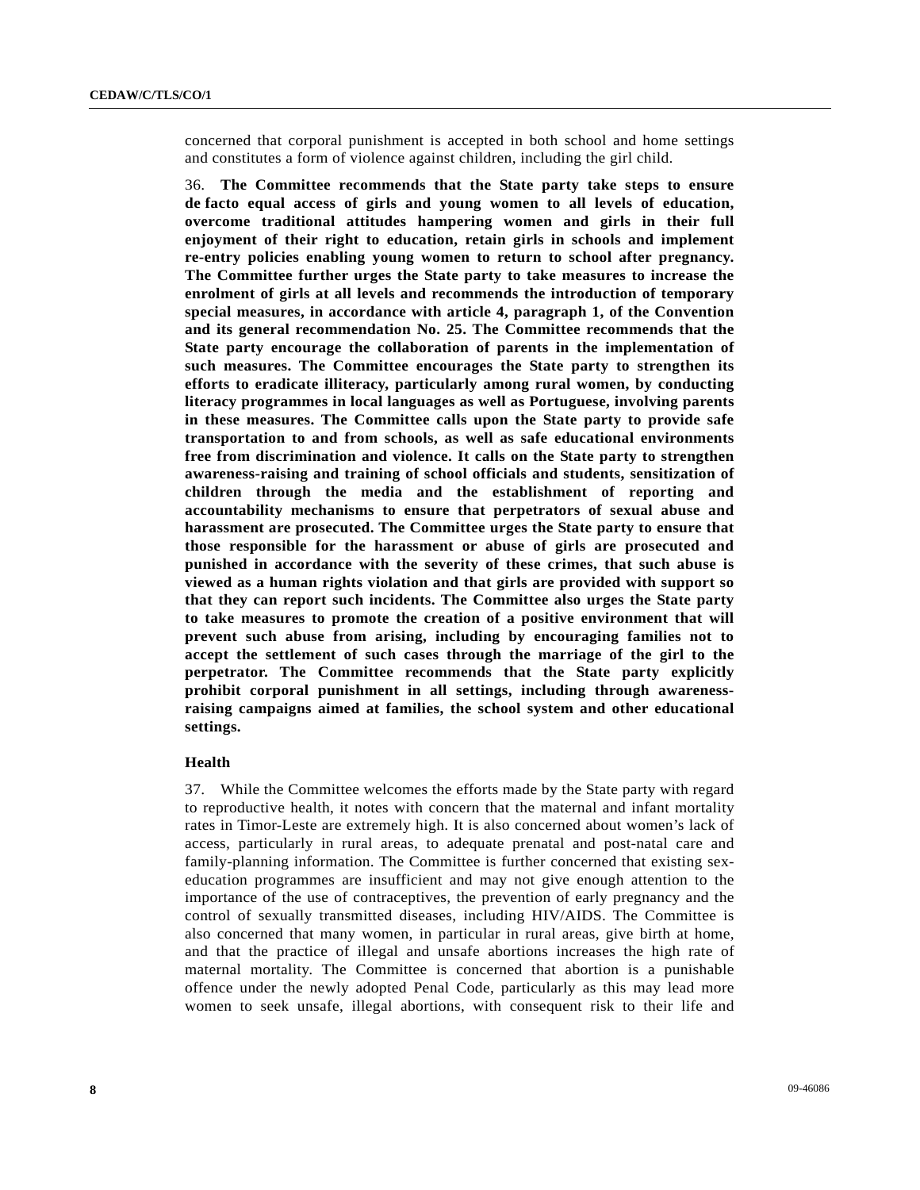concerned that corporal punishment is accepted in both school and home settings and constitutes a form of violence against children, including the girl child.

36. **The Committee recommends that the State party take steps to ensure de facto equal access of girls and young women to all levels of education, overcome traditional attitudes hampering women and girls in their full enjoyment of their right to education, retain girls in schools and implement re-entry policies enabling young women to return to school after pregnancy. The Committee further urges the State party to take measures to increase the enrolment of girls at all levels and recommends the introduction of temporary special measures, in accordance with article 4, paragraph 1, of the Convention and its general recommendation No. 25. The Committee recommends that the State party encourage the collaboration of parents in the implementation of such measures. The Committee encourages the State party to strengthen its efforts to eradicate illiteracy, particularly among rural women, by conducting literacy programmes in local languages as well as Portuguese, involving parents in these measures. The Committee calls upon the State party to provide safe transportation to and from schools, as well as safe educational environments free from discrimination and violence. It calls on the State party to strengthen awareness-raising and training of school officials and students, sensitization of children through the media and the establishment of reporting and accountability mechanisms to ensure that perpetrators of sexual abuse and harassment are prosecuted. The Committee urges the State party to ensure that those responsible for the harassment or abuse of girls are prosecuted and punished in accordance with the severity of these crimes, that such abuse is viewed as a human rights violation and that girls are provided with support so that they can report such incidents. The Committee also urges the State party to take measures to promote the creation of a positive environment that will prevent such abuse from arising, including by encouraging families not to accept the settlement of such cases through the marriage of the girl to the perpetrator. The Committee recommends that the State party explicitly prohibit corporal punishment in all settings, including through awareness-raising campaigns aimed at families, the school system and other educational settings.**

### Health

37. While the Committee welcomes the efforts made by the State party with regard to reproductive health, it notes with concern that the maternal and infant mortality rates in Timor-Leste are extremely high. It is also concerned about women's lack of access, particularly in rural areas, to adequate prenatal and post-natal care and family-planning information. The Committee is further concerned that existing sex-education programmes are insufficient and may not give enough attention to the importance of the use of contraceptives, the prevention of early pregnancy and the control of sexually transmitted diseases, including HIV/AIDS. The Committee is also concerned that many women, in particular in rural areas, give birth at home, and that the practice of illegal and unsafe abortions increases the high rate of maternal mortality. The Committee is concerned that abortion is a punishable offence under the newly adopted Penal Code, particularly as this may lead more women to seek unsafe, illegal abortions, with consequent risk to their life and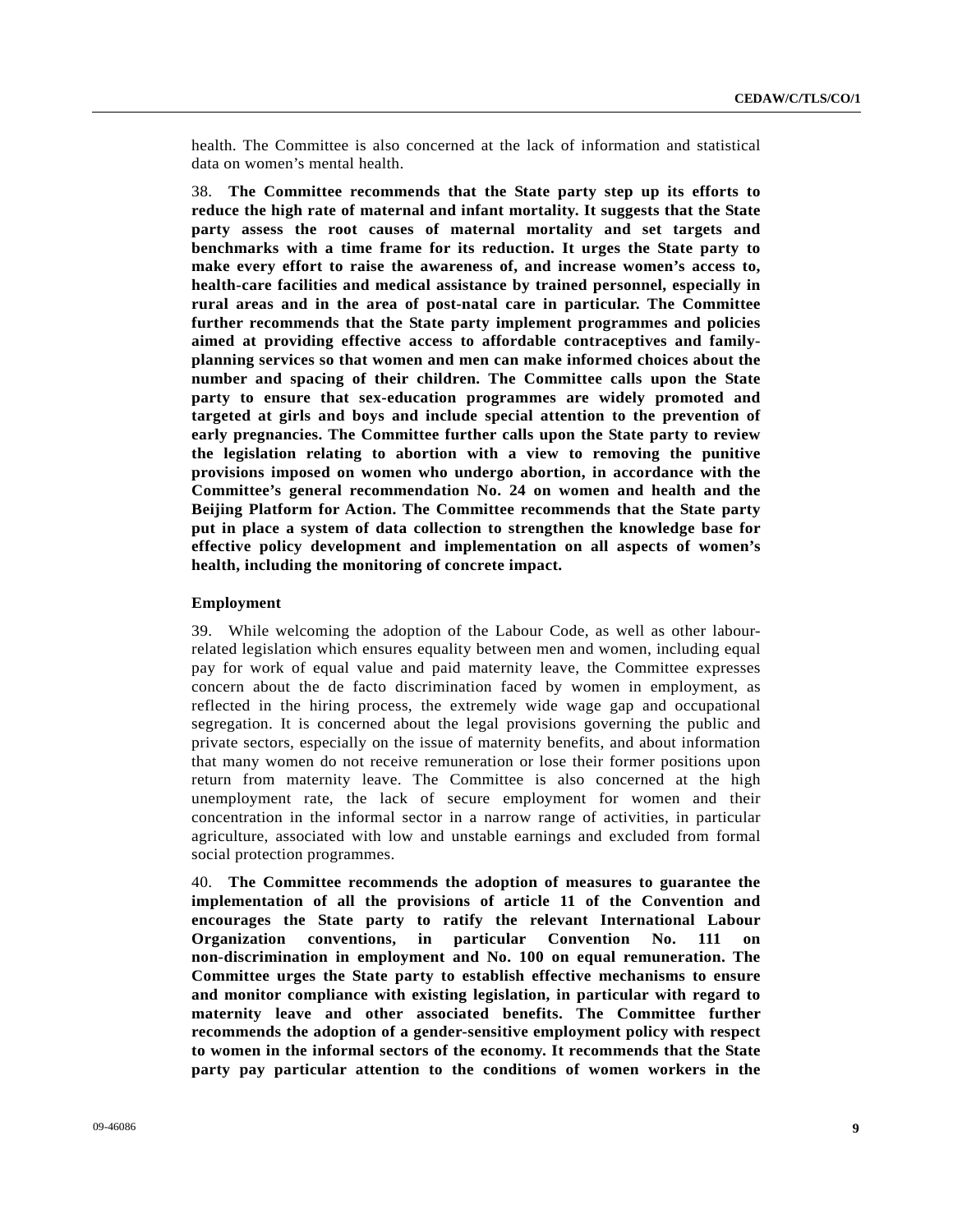health. The Committee is also concerned at the lack of information and statistical data on women's mental health.

38. **The Committee recommends that the State party step up its efforts to reduce the high rate of maternal and infant mortality. It suggests that the State party assess the root causes of maternal mortality and set targets and benchmarks with a time frame for its reduction. It urges the State party to make every effort to raise the awareness of, and increase women's access to, health-care facilities and medical assistance by trained personnel, especially in rural areas and in the area of post-natal care in particular. The Committee further recommends that the State party implement programmes and policies aimed at providing effective access to affordable contraceptives and family-planning services so that women and men can make informed choices about the number and spacing of their children. The Committee calls upon the State party to ensure that sex-education programmes are widely promoted and targeted at girls and boys and include special attention to the prevention of early pregnancies. The Committee further calls upon the State party to review the legislation relating to abortion with a view to removing the punitive provisions imposed on women who undergo abortion, in accordance with the Committee's general recommendation No. 24 on women and health and the Beijing Platform for Action. The Committee recommends that the State party put in place a system of data collection to strengthen the knowledge base for effective policy development and implementation on all aspects of women's health, including the monitoring of concrete impact.**

**Employment**

39. While welcoming the adoption of the Labour Code, as well as other labour-related legislation which ensures equality between men and women, including equal pay for work of equal value and paid maternity leave, the Committee expresses concern about the de facto discrimination faced by women in employment, as reflected in the hiring process, the extremely wide wage gap and occupational segregation. It is concerned about the legal provisions governing the public and private sectors, especially on the issue of maternity benefits, and about information that many women do not receive remuneration or lose their former positions upon return from maternity leave. The Committee is also concerned at the high unemployment rate, the lack of secure employment for women and their concentration in the informal sector in a narrow range of activities, in particular agriculture, associated with low and unstable earnings and excluded from formal social protection programmes.

40. **The Committee recommends the adoption of measures to guarantee the implementation of all the provisions of article 11 of the Convention and encourages the State party to ratify the relevant International Labour Organization conventions, in particular Convention No. 111 on non-discrimination in employment and No. 100 on equal remuneration. The Committee urges the State party to establish effective mechanisms to ensure and monitor compliance with existing legislation, in particular with regard to maternity leave and other associated benefits. The Committee further recommends the adoption of a gender-sensitive employment policy with respect to women in the informal sectors of the economy. It recommends that the State party pay particular attention to the conditions of women workers in the**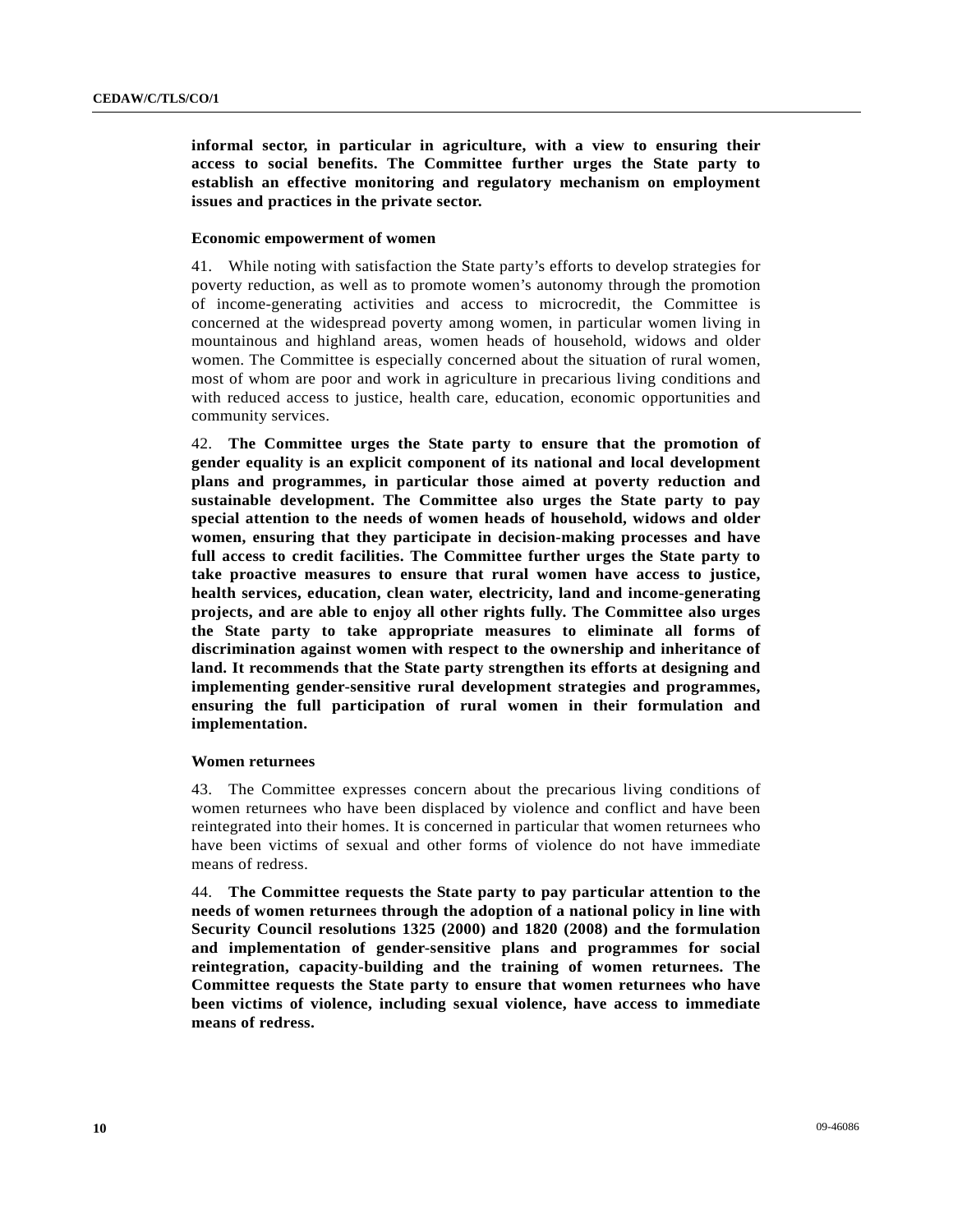**informal sector, in particular in agriculture, with a view to ensuring their access to social benefits. The Committee further urges the State party to establish an effective monitoring and regulatory mechanism on employment issues and practices in the private sector.**

### Economic empowerment of women

41. While noting with satisfaction the State party's efforts to develop strategies for poverty reduction, as well as to promote women's autonomy through the promotion of income-generating activities and access to microcredit, the Committee is concerned at the widespread poverty among women, in particular women living in mountainous and highland areas, women heads of household, widows and older women. The Committee is especially concerned about the situation of rural women, most of whom are poor and work in agriculture in precarious living conditions and with reduced access to justice, health care, education, economic opportunities and community services.

42. **The Committee urges the State party to ensure that the promotion of gender equality is an explicit component of its national and local development plans and programmes, in particular those aimed at poverty reduction and sustainable development. The Committee also urges the State party to pay special attention to the needs of women heads of household, widows and older women, ensuring that they participate in decision-making processes and have full access to credit facilities. The Committee further urges the State party to take proactive measures to ensure that rural women have access to justice, health services, education, clean water, electricity, land and income-generating projects, and are able to enjoy all other rights fully. The Committee also urges the State party to take appropriate measures to eliminate all forms of discrimination against women with respect to the ownership and inheritance of land. It recommends that the State party strengthen its efforts at designing and implementing gender-sensitive rural development strategies and programmes, ensuring the full participation of rural women in their formulation and implementation.**

### Women returnees

43. The Committee expresses concern about the precarious living conditions of women returnees who have been displaced by violence and conflict and have been reintegrated into their homes. It is concerned in particular that women returnees who have been victims of sexual and other forms of violence do not have immediate means of redress.

44. **The Committee requests the State party to pay particular attention to the needs of women returnees through the adoption of a national policy in line with Security Council resolutions 1325 (2000) and 1820 (2008) and the formulation and implementation of gender-sensitive plans and programmes for social reintegration, capacity-building and the training of women returnees. The Committee requests the State party to ensure that women returnees who have been victims of violence, including sexual violence, have access to immediate means of redress.**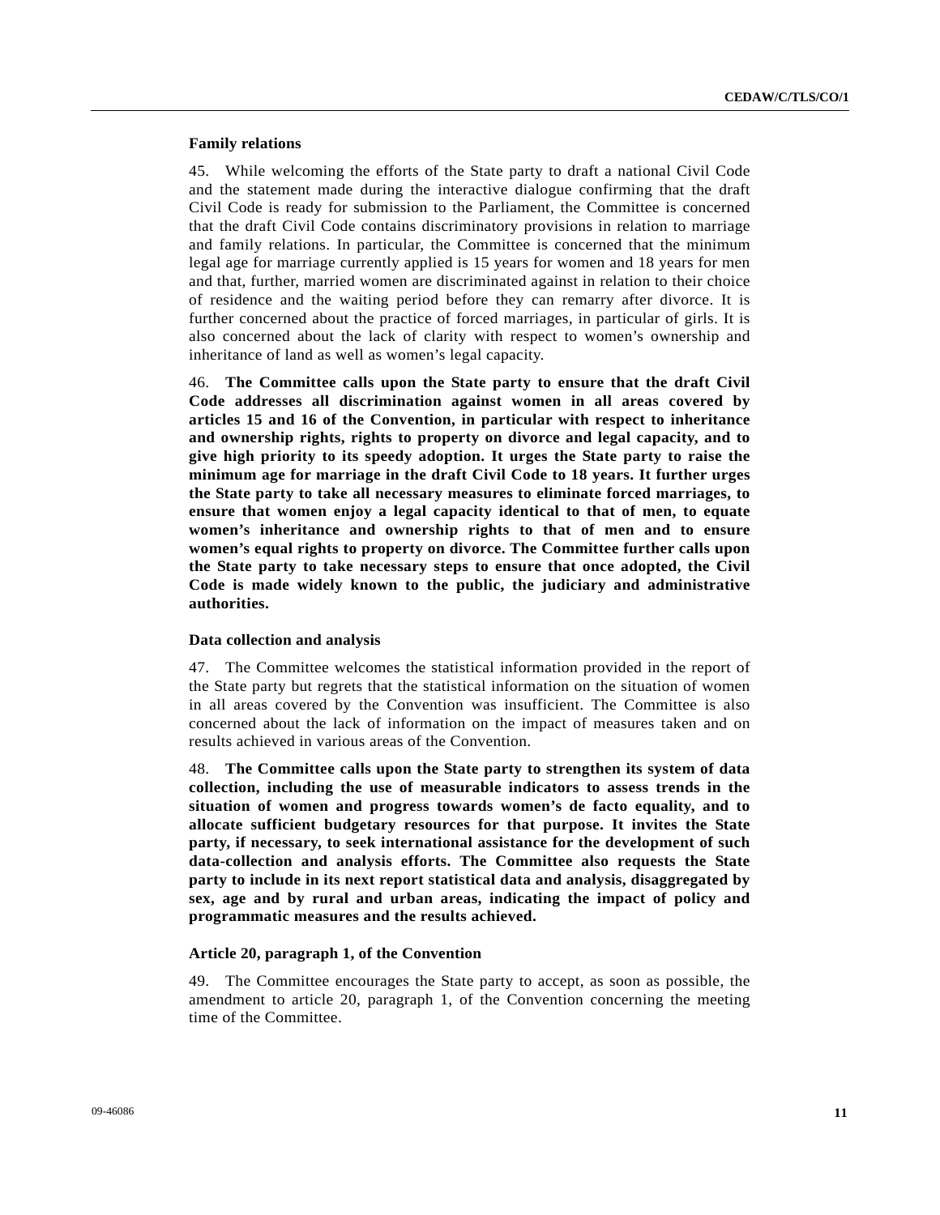### Family relations

45. While welcoming the efforts of the State party to draft a national Civil Code and the statement made during the interactive dialogue confirming that the draft Civil Code is ready for submission to the Parliament, the Committee is concerned that the draft Civil Code contains discriminatory provisions in relation to marriage and family relations. In particular, the Committee is concerned that the minimum legal age for marriage currently applied is 15 years for women and 18 years for men and that, further, married women are discriminated against in relation to their choice of residence and the waiting period before they can remarry after divorce. It is further concerned about the practice of forced marriages, in particular of girls. It is also concerned about the lack of clarity with respect to women's ownership and inheritance of land as well as women's legal capacity.

46. **The Committee calls upon the State party to ensure that the draft Civil Code addresses all discrimination against women in all areas covered by articles 15 and 16 of the Convention, in particular with respect to inheritance and ownership rights, rights to property on divorce and legal capacity, and to give high priority to its speedy adoption. It urges the State party to raise the minimum age for marriage in the draft Civil Code to 18 years. It further urges the State party to take all necessary measures to eliminate forced marriages, to ensure that women enjoy a legal capacity identical to that of men, to equate women's inheritance and ownership rights to that of men and to ensure women's equal rights to property on divorce. The Committee further calls upon the State party to take necessary steps to ensure that once adopted, the Civil Code is made widely known to the public, the judiciary and administrative authorities.**

### Data collection and analysis

47. The Committee welcomes the statistical information provided in the report of the State party but regrets that the statistical information on the situation of women in all areas covered by the Convention was insufficient. The Committee is also concerned about the lack of information on the impact of measures taken and on results achieved in various areas of the Convention.

48. **The Committee calls upon the State party to strengthen its system of data collection, including the use of measurable indicators to assess trends in the situation of women and progress towards women's de facto equality, and to allocate sufficient budgetary resources for that purpose. It invites the State party, if necessary, to seek international assistance for the development of such data-collection and analysis efforts. The Committee also requests the State party to include in its next report statistical data and analysis, disaggregated by sex, age and by rural and urban areas, indicating the impact of policy and programmatic measures and the results achieved.**

### Article 20, paragraph 1, of the Convention

49. The Committee encourages the State party to accept, as soon as possible, the amendment to article 20, paragraph 1, of the Convention concerning the meeting time of the Committee.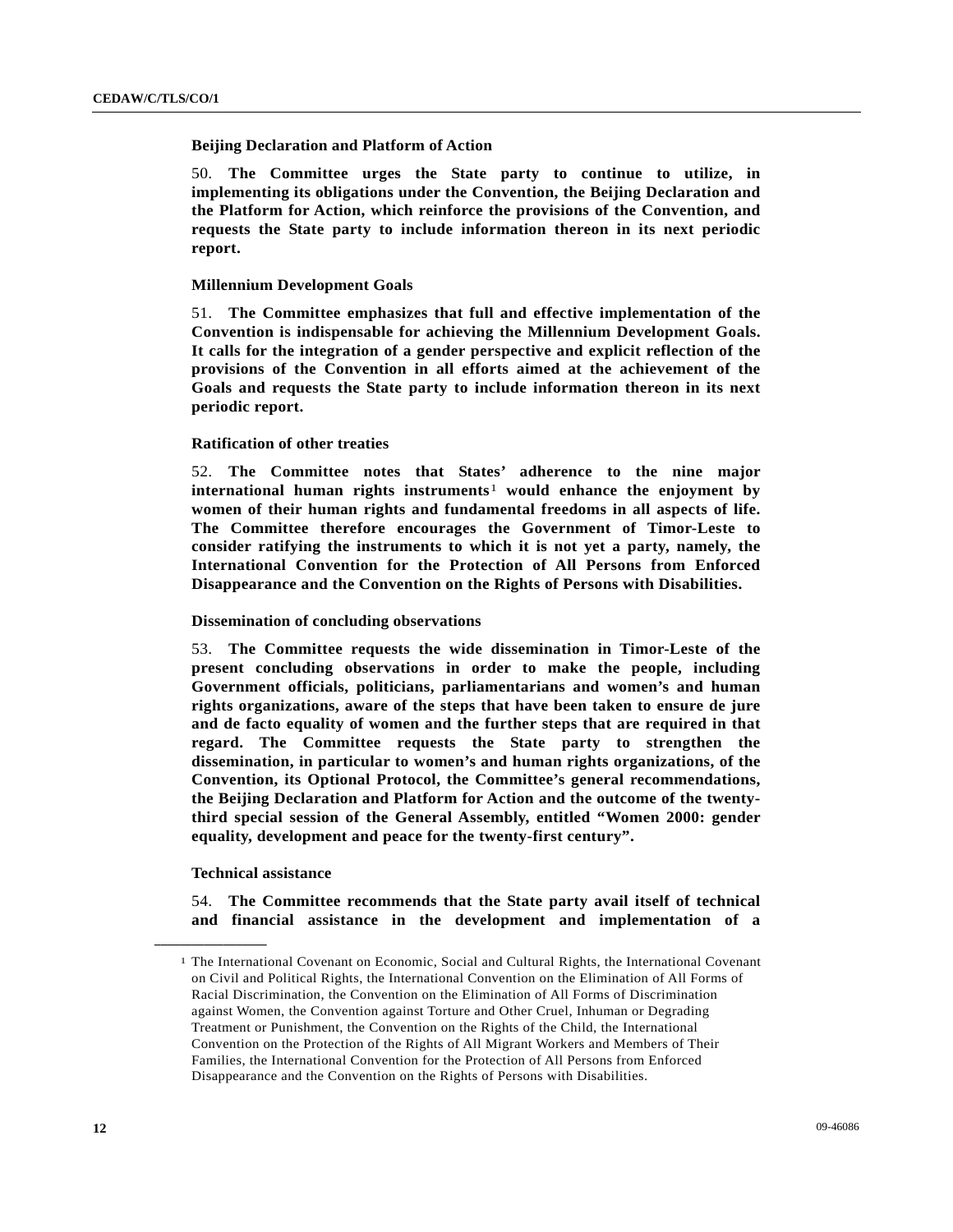### Beijing Declaration and Platform of Action

50. **The Committee urges the State party to continue to utilize, in implementing its obligations under the Convention, the Beijing Declaration and the Platform for Action, which reinforce the provisions of the Convention, and requests the State party to include information thereon in its next periodic report.**

### Millennium Development Goals

51. **The Committee emphasizes that full and effective implementation of the Convention is indispensable for achieving the Millennium Development Goals. It calls for the integration of a gender perspective and explicit reflection of the provisions of the Convention in all efforts aimed at the achievement of the Goals and requests the State party to include information thereon in its next periodic report.**

### Ratification of other treaties

52. **The Committee notes that States' adherence to the nine major international human rights instruments**[1] **would enhance the enjoyment by women of their human rights and fundamental freedoms in all aspects of life. The Committee therefore encourages the Government of Timor-Leste to consider ratifying the instruments to which it is not yet a party, namely, the International Convention for the Protection of All Persons from Enforced Disappearance and the Convention on the Rights of Persons with Disabilities.**

### Dissemination of concluding observations

53. **The Committee requests the wide dissemination in Timor-Leste of the present concluding observations in order to make the people, including Government officials, politicians, parliamentarians and women's and human rights organizations, aware of the steps that have been taken to ensure de jure and de facto equality of women and the further steps that are required in that regard. The Committee requests the State party to strengthen the dissemination, in particular to women's and human rights organizations, of the Convention, its Optional Protocol, the Committee's general recommendations, the Beijing Declaration and Platform for Action and the outcome of the twenty-third special session of the General Assembly, entitled "Women 2000: gender equality, development and peace for the twenty-first century".**

### Technical assistance

54. **The Committee recommends that the State party avail itself of technical and financial assistance in the development and implementation of a**

---

[1] The International Covenant on Economic, Social and Cultural Rights, the International Covenant on Civil and Political Rights, the International Convention on the Elimination of All Forms of Racial Discrimination, the Convention on the Elimination of All Forms of Discrimination against Women, the Convention against Torture and Other Cruel, Inhuman or Degrading Treatment or Punishment, the Convention on the Rights of the Child, the International Convention on the Protection of the Rights of All Migrant Workers and Members of Their Families, the International Convention for the Protection of All Persons from Enforced Disappearance and the Convention on the Rights of Persons with Disabilities.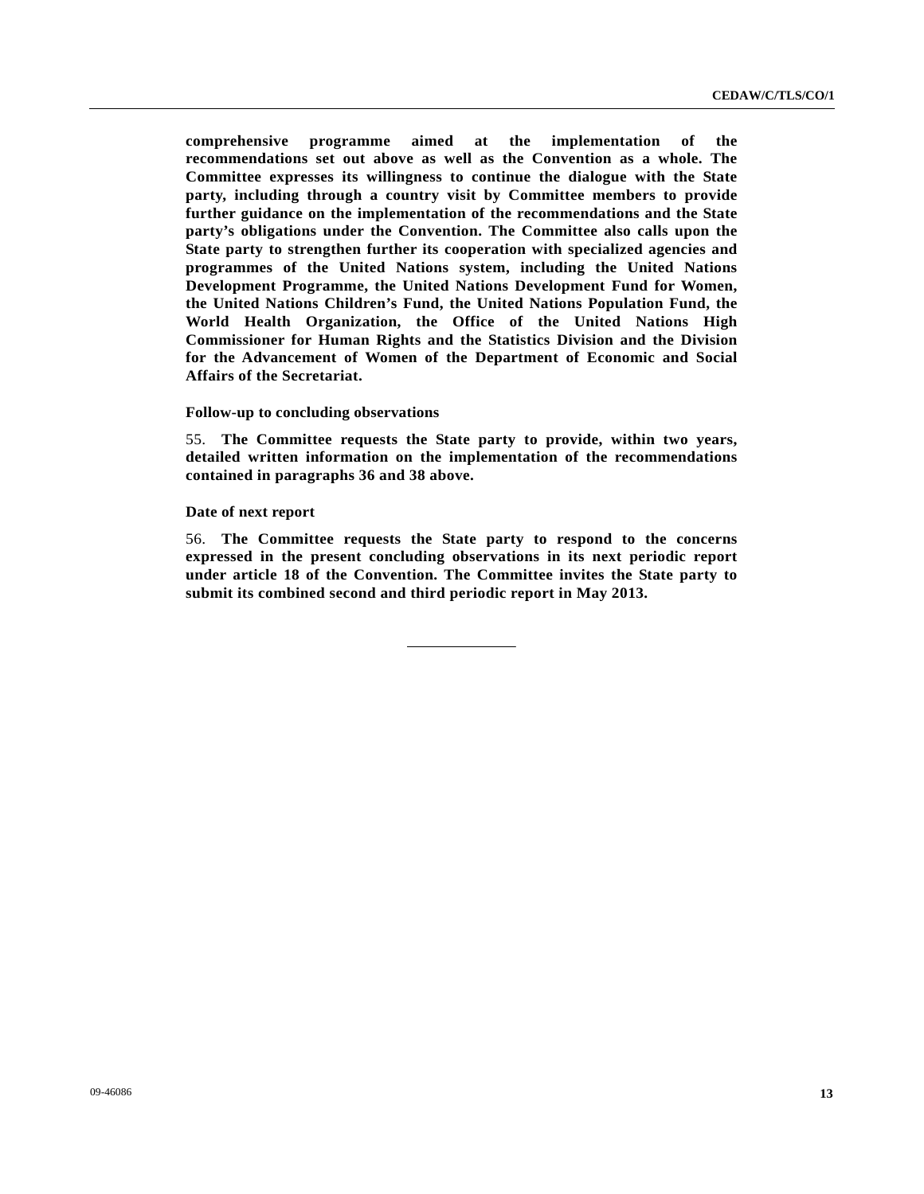**comprehensive programme aimed at the implementation of the recommendations set out above as well as the Convention as a whole. The Committee expresses its willingness to continue the dialogue with the State party, including through a country visit by Committee members to provide further guidance on the implementation of the recommendations and the State party's obligations under the Convention. The Committee also calls upon the State party to strengthen further its cooperation with specialized agencies and programmes of the United Nations system, including the United Nations Development Programme, the United Nations Development Fund for Women, the United Nations Children's Fund, the United Nations Population Fund, the World Health Organization, the Office of the United Nations High Commissioner for Human Rights and the Statistics Division and the Division for the Advancement of Women of the Department of Economic and Social Affairs of the Secretariat.**

**Follow-up to concluding observations**

55. **The Committee requests the State party to provide, within two years, detailed written information on the implementation of the recommendations contained in paragraphs 36 and 38 above.**

**Date of next report**

56. **The Committee requests the State party to respond to the concerns expressed in the present concluding observations in its next periodic report under article 18 of the Convention. The Committee invites the State party to submit its combined second and third periodic report in May 2013.**